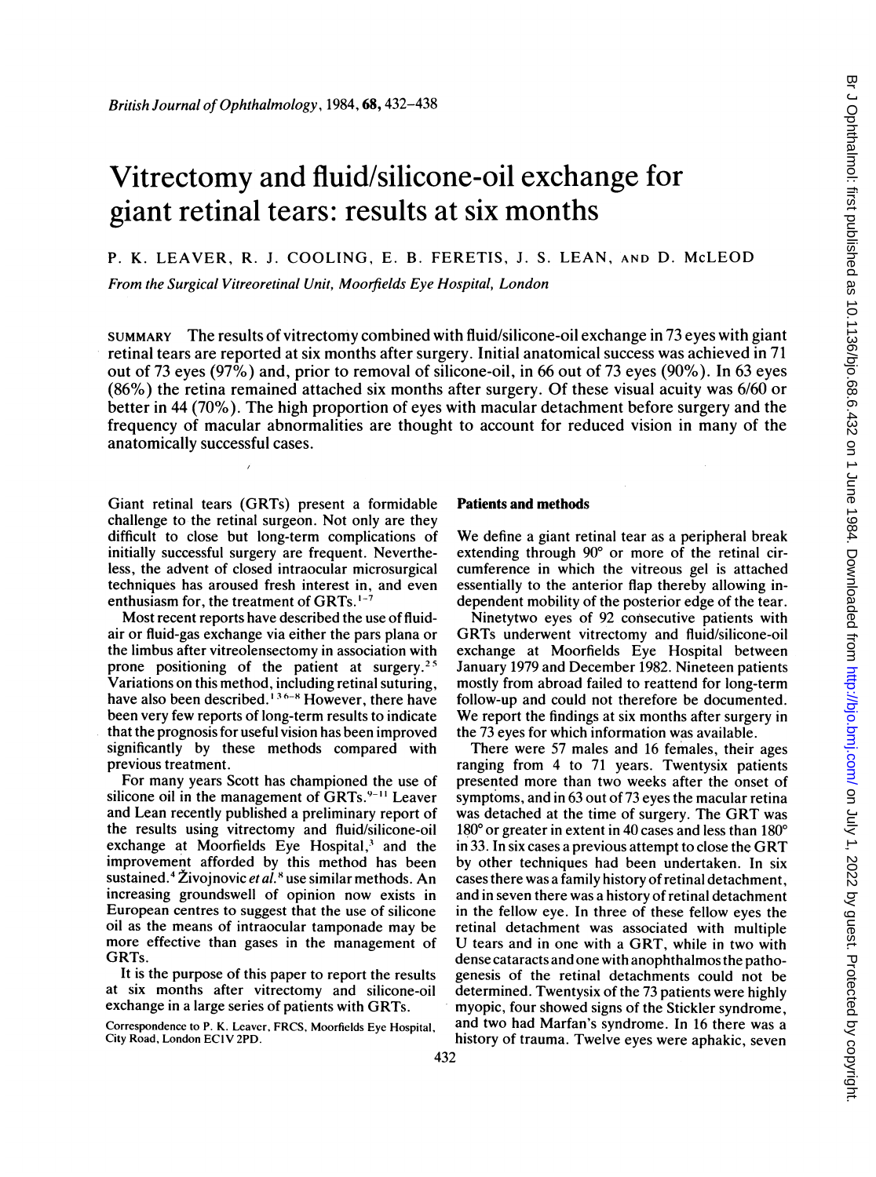# Vitrectomy and fluid/silicone-oil exchange for giant retinal tears: results at six months

P. K. LEAVER, R. J. COOLING, E. B. FERETIS, J. S. LEAN, AND D. McLEOD

*From the Surgical Vitreoretinal Unit, Moorfields Eye Hospital, London*

SUMMARY The results of vitrectomy combined with fluid/silicone-oil exchange in 73 eyes with giant retinal tears are reported at six months after surgery. Initial anatomical success was achieved in 71 out of 73 eyes (97%) and, prior to removal of silicone-oil, in 66 out of 73 eyes (90%). In 63 eyes (86%) the retina remained attached six months after surgery. Of these visual acuity was 6/60 or better in 44 (70%). The high proportion of eyes with macular detachment before surgery and the frequency of macular abnormalities are thought to account for reduced vision in many of the anatomically successful cases.

Giant retinal tears (GRTs) present a formidable challenge to the retinal surgeon. Not only are they difficult to close but long-term complications of initially successful surgery are frequent. Nevertheless, the advent of closed intraocular microsurgical techniques has aroused fresh interest in, and even enthusiasm for, the treatment of GRTs.[1-7]

Most recent reports have described the use of fluid-air or fluid-gas exchange via either the pars plana or the limbus after vitreolensectomy in association with prone positioning of the patient at surgery.[2,5] Variations on this method, including retinal suturing, have also been described.[1,3,6-8] However, there have been very few reports of long-term results to indicate that the prognosis for useful vision has been improved significantly by these methods compared with previous treatment.

For many years Scott has championed the use of silicone oil in the management of GRTs.[9-11] Leaver and Lean recently published a preliminary report of the results using vitrectomy and fluid/silicone-oil exchange at Moorfields Eye Hospital,[3] and the improvement afforded by this method has been sustained.[4] Živojnovic *et al.*[8] use similar methods. An increasing groundswell of opinion now exists in European centres to suggest that the use of silicone oil as the means of intraocular tamponade may be more effective than gases in the management of GRTs.

It is the purpose of this paper to report the results at six months after vitrectomy and silicone-oil exchange in a large series of patients with GRTs.

Correspondence to P. K. Leaver, FRCS, Moorfields Eye Hospital, City Road, London EC1V 2PD.

## Patients and methods

We define a giant retinal tear as a peripheral break extending through 90° or more of the retinal circumference in which the vitreous gel is attached essentially to the anterior flap thereby allowing independent mobility of the posterior edge of the tear.

Ninetytwo eyes of 92 consecutive patients with GRTs underwent vitrectomy and fluid/silicone-oil exchange at Moorfields Eye Hospital between January 1979 and December 1982. Nineteen patients mostly from abroad failed to reattend for long-term follow-up and could not therefore be documented. We report the findings at six months after surgery in the 73 eyes for which information was available.

There were 57 males and 16 females, their ages ranging from 4 to 71 years. Twentysix patients presented more than two weeks after the onset of symptoms, and in 63 out of 73 eyes the macular retina was detached at the time of surgery. The GRT was 180° or greater in extent in 40 cases and less than 180° in 33. In six cases a previous attempt to close the GRT by other techniques had been undertaken. In six cases there was a family history of retinal detachment, and in seven there was a history of retinal detachment in the fellow eye. In three of these fellow eyes the retinal detachment was associated with multiple U tears and in one with a GRT, while in two with dense cataracts and one with anophthalmos the pathogenesis of the retinal detachments could not be determined. Twentysix of the 73 patients were highly myopic, four showed signs of the Stickler syndrome, and two had Marfan's syndrome. In 16 there was a history of trauma. Twelve eyes were aphakic, seven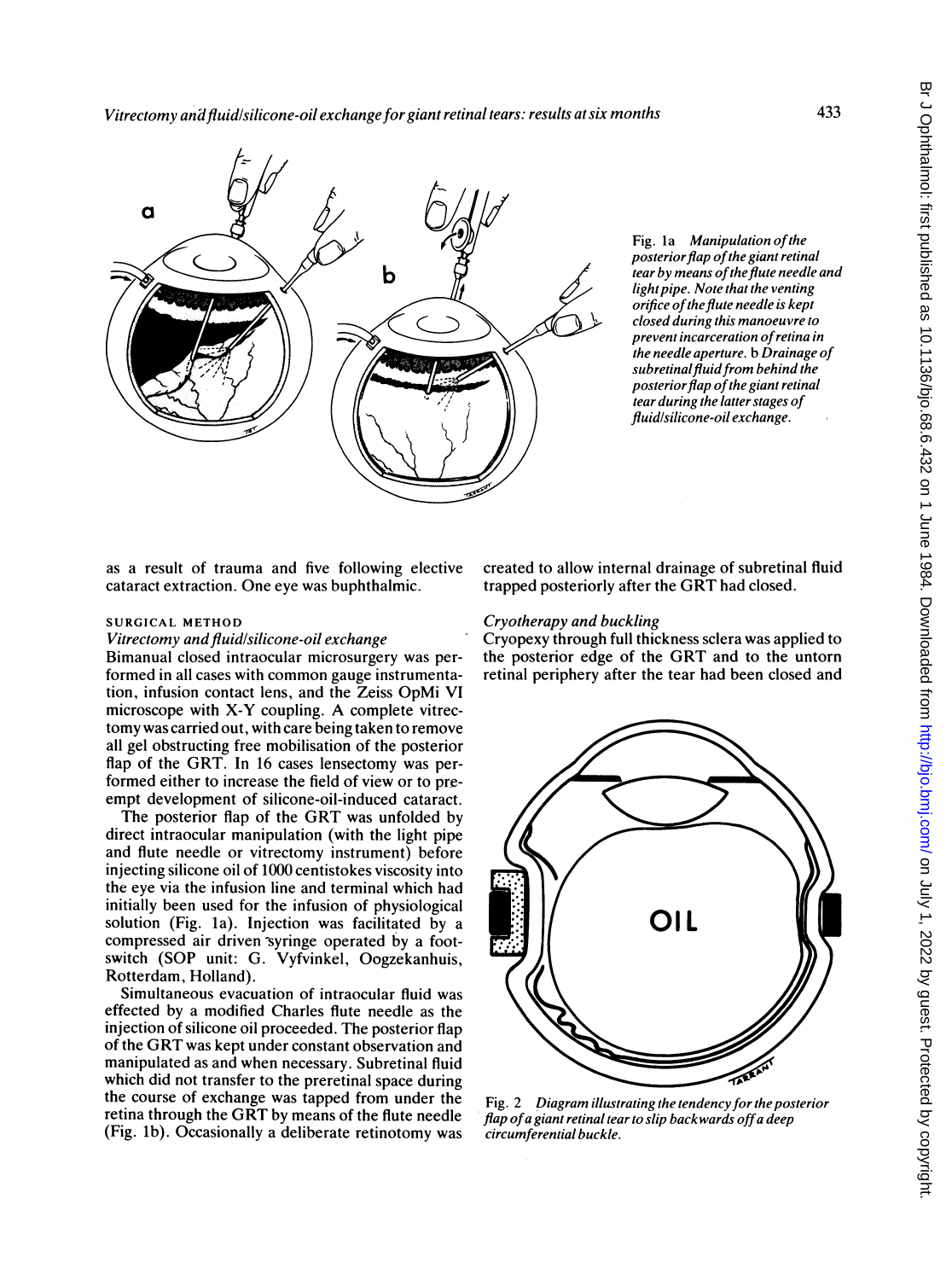Fig. 1a *Manipulation of the posterior flap of the giant retinal tear by means of the flute needle and light pipe. Note that the venting orifice of the flute needle is kept closed during this manoeuvre to prevent incarceration of retina in the needle aperture.* b *Drainage of subretinal fluid from behind the posterior flap of the giant retinal tear during the latter stages of fluid/silicone-oil exchange.*

as a result of trauma and five following elective cataract extraction. One eye was buphthalmic.

## SURGICAL METHOD

### *Vitrectomy and fluid/silicone-oil exchange*

Bimanual closed intraocular microsurgery was performed in all cases with common gauge instrumentation, infusion contact lens, and the Zeiss OpMi VI microscope with X-Y coupling. A complete vitrectomy was carried out, with care being taken to remove all gel obstructing free mobilisation of the posterior flap of the GRT. In 16 cases lensectomy was performed either to increase the field of view or to preempt development of silicone-oil-induced cataract.

The posterior flap of the GRT was unfolded by direct intraocular manipulation (with the light pipe and flute needle or vitrectomy instrument) before injecting silicone oil of 1000 centistokes viscosity into the eye via the infusion line and terminal which had initially been used for the infusion of physiological solution (Fig. 1a). Injection was facilitated by a compressed air driven syringe operated by a footswitch (SOP unit: G. Vyfvinkel, Oogzekanhuis, Rotterdam, Holland).

Simultaneous evacuation of intraocular fluid was effected by a modified Charles flute needle as the injection of silicone oil proceeded. The posterior flap of the GRT was kept under constant observation and manipulated as and when necessary. Subretinal fluid which did not transfer to the preretinal space during the course of exchange was tapped from under the retina through the GRT by means of the flute needle (Fig. 1b). Occasionally a deliberate retinotomy was created to allow internal drainage of subretinal fluid trapped posteriorly after the GRT had closed.

### *Cryotherapy and buckling*

Cryopexy through full thickness sclera was applied to the posterior edge of the GRT and to the untorn retinal periphery after the tear had been closed and

Fig. 2 *Diagram illustrating the tendency for the posterior flap of a giant retinal tear to slip backwards off a deep circumferential buckle.*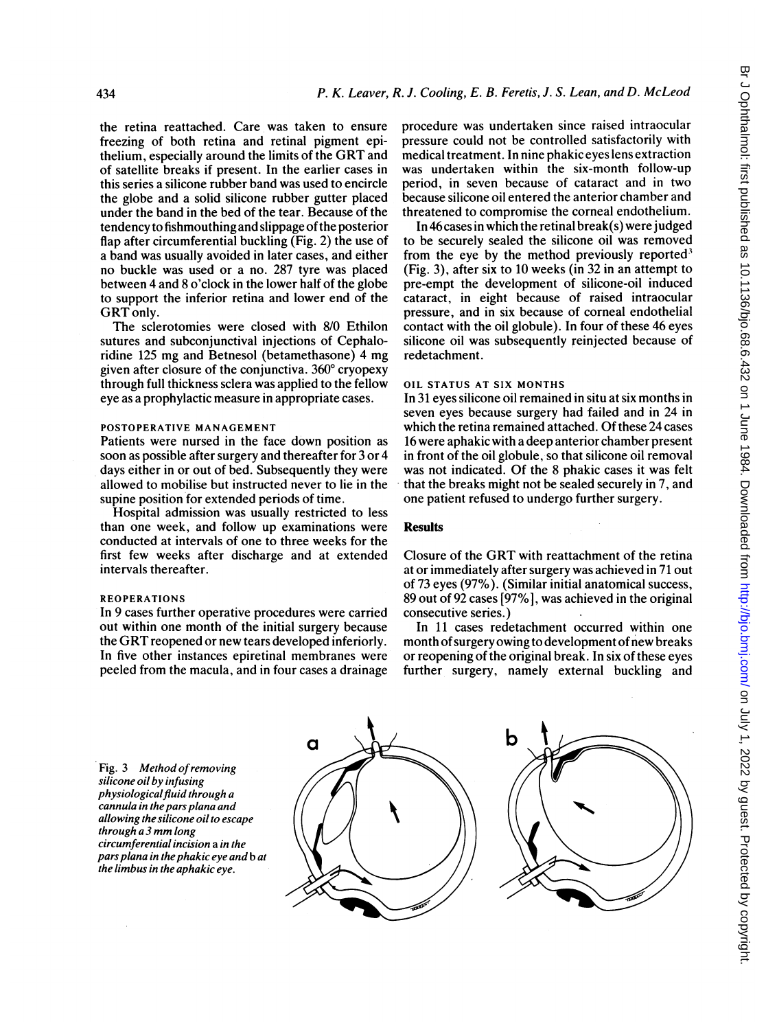the retina reattached. Care was taken to ensure freezing of both retina and retinal pigment epithelium, especially around the limits of the GRT and of satellite breaks if present. In the earlier cases in this series a silicone rubber band was used to encircle the globe and a solid silicone rubber gutter placed under the band in the bed of the tear. Because of the tendency to fishmouthing and slippage of the posterior flap after circumferential buckling (Fig. 2) the use of a band was usually avoided in later cases, and either no buckle was used or a no. 287 tyre was placed between 4 and 8 o'clock in the lower half of the globe to support the inferior retina and lower end of the GRT only.

The sclerotomies were closed with 8/0 Ethilon sutures and subconjunctival injections of Cephaloridine 125 mg and Betnesol (betamethasone) 4 mg given after closure of the conjunctiva. 360° cryopexy through full thickness sclera was applied to the fellow eye as a prophylactic measure in appropriate cases.

### POSTOPERATIVE MANAGEMENT

Patients were nursed in the face down position as soon as possible after surgery and thereafter for 3 or 4 days either in or out of bed. Subsequently they were allowed to mobilise but instructed never to lie in the supine position for extended periods of time.

Hospital admission was usually restricted to less than one week, and follow up examinations were conducted at intervals of one to three weeks for the first few weeks after discharge and at extended intervals thereafter.

### REOPERATIONS

In 9 cases further operative procedures were carried out within one month of the initial surgery because the GRT reopened or new tears developed inferiorly. In five other instances epiretinal membranes were peeled from the macula, and in four cases a drainage procedure was undertaken since raised intraocular pressure could not be controlled satisfactorily with medical treatment. In nine phakic eyes lens extraction was undertaken within the six-month follow-up period, in seven because of cataract and in two because silicone oil entered the anterior chamber and threatened to compromise the corneal endothelium.

In 46 cases in which the retinal break(s) were judged to be securely sealed the silicone oil was removed from the eye by the method previously reported[3] (Fig. 3), after six to 10 weeks (in 32 in an attempt to pre-empt the development of silicone-oil induced cataract, in eight because of raised intraocular pressure, and in six because of corneal endothelial contact with the oil globule). In four of these 46 eyes silicone oil was subsequently reinjected because of redetachment.

### OIL STATUS AT SIX MONTHS

In 31 eyes silicone oil remained in situ at six months in seven eyes because surgery had failed and in 24 in which the retina remained attached. Of these 24 cases 16 were aphakic with a deep anterior chamber present in front of the oil globule, so that silicone oil removal was not indicated. Of the 8 phakic cases it was felt that the breaks might not be sealed securely in 7, and one patient refused to undergo further surgery.

## Results

Closure of the GRT with reattachment of the retina at or immediately after surgery was achieved in 71 out of 73 eyes (97%). (Similar initial anatomical success, 89 out of 92 cases [97%], was achieved in the original consecutive series.)

In 11 cases redetachment occurred within one month of surgery owing to development of new breaks or reopening of the original break. In six of these eyes further surgery, namely external buckling and

Fig. 3 *Method of removing silicone oil by infusing physiological fluid through a cannula in the pars plana and allowing the silicone oil to escape through a 3 mm long circumferential incision* a *in the pars plana in the phakic eye and* b *at the limbus in the aphakic eye.*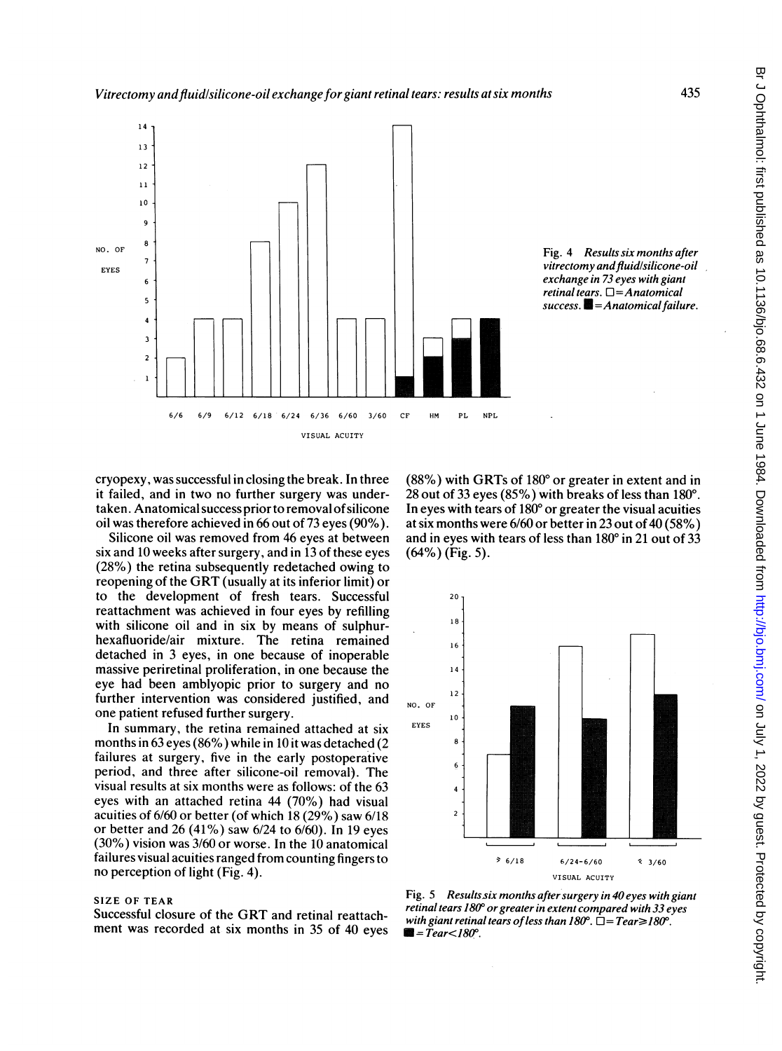Fig. 4 *Results six months after vitrectomy and fluid/silicone-oil exchange in 73 eyes with giant retinal tears.* □ = *Anatomical success.* ■ = *Anatomical failure.*

cryopexy, was successful in closing the break. In three it failed, and in two no further surgery was undertaken. Anatomical success prior to removal of silicone oil was therefore achieved in 66 out of 73 eyes (90%).

Silicone oil was removed from 46 eyes at between six and 10 weeks after surgery, and in 13 of these eyes (28%) the retina subsequently redetached owing to reopening of the GRT (usually at its inferior limit) or to the development of fresh tears. Successful reattachment was achieved in four eyes by refilling with silicone oil and in six by means of sulphurhexafluoride/air mixture. The retina remained detached in 3 eyes, in one because of inoperable massive periretinal proliferation, in one because the eye had been amblyopic prior to surgery and no further intervention was considered justified, and one patient refused further surgery.

In summary, the retina remained attached at six months in 63 eyes (86%) while in 10 it was detached (2 failures at surgery, five in the early postoperative period, and three after silicone-oil removal). The visual results at six months were as follows: of the 63 eyes with an attached retina 44 (70%) had visual acuities of 6/60 or better (of which 18 (29%) saw 6/18 or better and 26 (41%) saw 6/24 to 6/60). In 19 eyes (30%) vision was 3/60 or worse. In the 10 anatomical failures visual acuities ranged from counting fingers to no perception of light (Fig. 4).

### SIZE OF TEAR

Successful closure of the GRT and retinal reattachment was recorded at six months in 35 of 40 eyes (88%) with GRTs of 180° or greater in extent and in 28 out of 33 eyes (85%) with breaks of less than 180°. In eyes with tears of 180° or greater the visual acuities at six months were 6/60 or better in 23 out of 40 (58%) and in eyes with tears of less than 180° in 21 out of 33 (64%) (Fig. 5).

Fig. 5 *Results six months after surgery in 40 eyes with giant retinal tears 180° or greater in extent compared with 33 eyes with giant retinal tears of less than 180°.* □ = *Tear*≥*180°.* ■ = *Tear*<*180°.*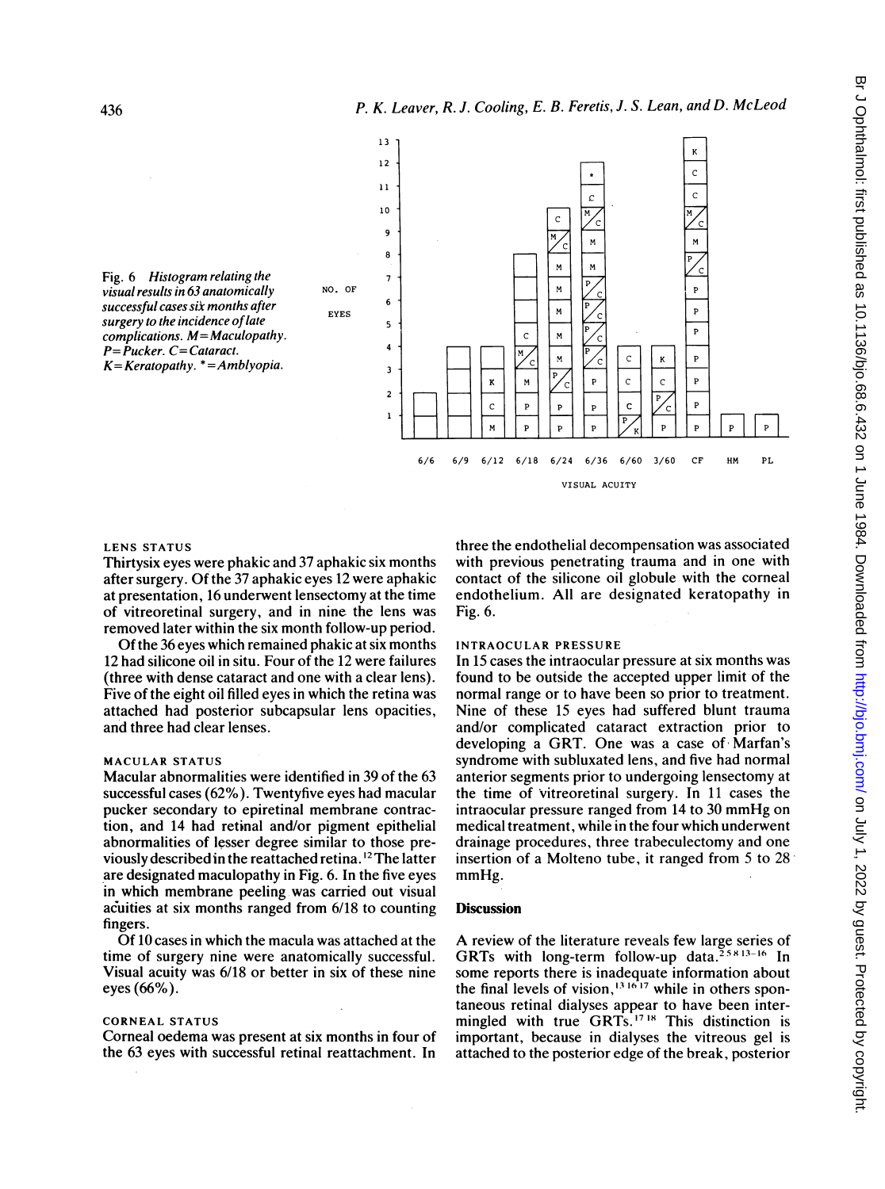Fig. 6 *Histogram relating the visual results in 63 anatomically successful cases six months after surgery to the incidence of late complications. M=Maculopathy. P=Pucker. C=Cataract. K=Keratopathy. *=Amblyopia.*

### LENS STATUS

Thirtysix eyes were phakic and 37 aphakic six months after surgery. Of the 37 aphakic eyes 12 were aphakic at presentation, 16 underwent lensectomy at the time of vitreoretinal surgery, and in nine the lens was removed later within the six month follow-up period.

Of the 36 eyes which remained phakic at six months 12 had silicone oil in situ. Four of the 12 were failures (three with dense cataract and one with a clear lens). Five of the eight oil filled eyes in which the retina was attached had posterior subcapsular lens opacities, and three had clear lenses.

### MACULAR STATUS

Macular abnormalities were identified in 39 of the 63 successful cases (62%). Twentyfive eyes had macular pucker secondary to epiretinal membrane contraction, and 14 had retinal and/or pigment epithelial abnormalities of lesser degree similar to those previously described in the reattached retina.[12] The latter are designated maculopathy in Fig. 6. In the five eyes in which membrane peeling was carried out visual acuities at six months ranged from 6/18 to counting fingers.

Of 10 cases in which the macula was attached at the time of surgery nine were anatomically successful. Visual acuity was 6/18 or better in six of these nine eyes (66%).

### CORNEAL STATUS

Corneal oedema was present at six months in four of the 63 eyes with successful retinal reattachment. In three the endothelial decompensation was associated with previous penetrating trauma and in one with contact of the silicone oil globule with the corneal endothelium. All are designated keratopathy in Fig. 6.

### INTRAOCULAR PRESSURE

In 15 cases the intraocular pressure at six months was found to be outside the accepted upper limit of the normal range or to have been so prior to treatment. Nine of these 15 eyes had suffered blunt trauma and/or complicated cataract extraction prior to developing a GRT. One was a case of Marfan's syndrome with subluxated lens, and five had normal anterior segments prior to undergoing lensectomy at the time of vitreoretinal surgery. In 11 cases the intraocular pressure ranged from 14 to 30 mmHg on medical treatment, while in the four which underwent drainage procedures, three trabeculectomy and one insertion of a Molteno tube, it ranged from 5 to 28 mmHg.

## Discussion

A review of the literature reveals few large series of GRTs with long-term follow-up data.[2 5 8 13–16] In some reports there is inadequate information about the final levels of vision,[13 16 17] while in others spontaneous retinal dialyses appear to have been intermingled with true GRTs.[17 18] This distinction is important, because in dialyses the vitreous gel is attached to the posterior edge of the break, posterior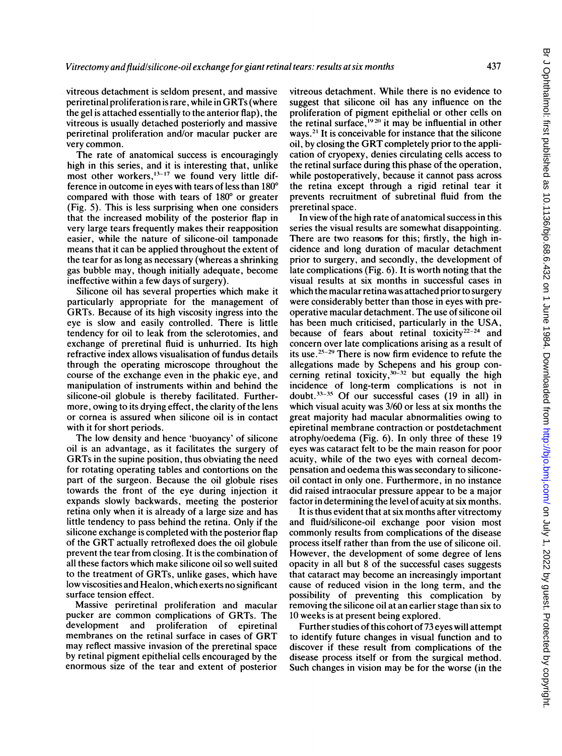vitreous detachment is seldom present, and massive periretinal proliferation is rare, while in GRTs (where the gel is attached essentially to the anterior flap), the vitreous is usually detached posteriorly and massive periretinal proliferation and/or macular pucker are very common.

The rate of anatomical success is encouragingly high in this series, and it is interesting that, unlike most other workers,[13-17] we found very little difference in outcome in eyes with tears of less than 180° compared with those with tears of 180° or greater (Fig. 5). This is less surprising when one considers that the increased mobility of the posterior flap in very large tears frequently makes their reapposition easier, while the nature of silicone-oil tamponade means that it can be applied throughout the extent of the tear for as long as necessary (whereas a shrinking gas bubble may, though initially adequate, become ineffective within a few days of surgery).

Silicone oil has several properties which make it particularly appropriate for the management of GRTs. Because of its high viscosity ingress into the eye is slow and easily controlled. There is little tendency for oil to leak from the sclerotomies, and exchange of preretinal fluid is unhurried. Its high refractive index allows visualisation of fundus details through the operating microscope throughout the course of the exchange even in the phakic eye, and manipulation of instruments within and behind the silicone-oil globule is thereby facilitated. Furthermore, owing to its drying effect, the clarity of the lens or cornea is assured when silicone oil is in contact with it for short periods.

The low density and hence 'buoyancy' of silicone oil is an advantage, as it facilitates the surgery of GRTs in the supine position, thus obviating the need for rotating operating tables and contortions on the part of the surgeon. Because the oil globule rises towards the front of the eye during injection it expands slowly backwards, meeting the posterior retina only when it is already of a large size and has little tendency to pass behind the retina. Only if the silicone exchange is completed with the posterior flap of the GRT actually retroflexed does the oil globule prevent the tear from closing. It is the combination of all these factors which make silicone oil so well suited to the treatment of GRTs, unlike gases, which have low viscosities and Healon, which exerts no significant surface tension effect.

Massive periretinal proliferation and macular pucker are common complications of GRTs. The development and proliferation of epiretinal membranes on the retinal surface in cases of GRT may reflect massive invasion of the preretinal space by retinal pigment epithelial cells encouraged by the enormous size of the tear and extent of posterior vitreous detachment. While there is no evidence to suggest that silicone oil has any influence on the proliferation of pigment epithelial or other cells on the retinal surface,[19,20] it may be influential in other ways.[21] It is conceivable for instance that the silicone oil, by closing the GRT completely prior to the application of cryopexy, denies circulating cells access to the retinal surface during this phase of the operation, while postoperatively, because it cannot pass across the retina except through a rigid retinal tear it prevents recruitment of subretinal fluid from the preretinal space.

In view of the high rate of anatomical success in this series the visual results are somewhat disappointing. There are two reasons for this; firstly, the high incidence and long duration of macular detachment prior to surgery, and secondly, the development of late complications (Fig. 6). It is worth noting that the visual results at six months in successful cases in which the macular retina was attached prior to surgery were considerably better than those in eyes with preoperative macular detachment. The use of silicone oil has been much criticised, particularly in the USA, because of fears about retinal toxicity[22-24] and concern over late complications arising as a result of its use.[25-29] There is now firm evidence to refute the allegations made by Schepens and his group concerning retinal toxicity,[30-32] but equally the high incidence of long-term complications is not in doubt.[33-35] Of our successful cases (19 in all) in which visual acuity was 3/60 or less at six months the great majority had macular abnormalities owing to epiretinal membrane contraction or postdetachment atrophy/oedema (Fig. 6). In only three of these 19 eyes was cataract felt to be the main reason for poor acuity, while of the two eyes with corneal decompensation and oedema this was secondary to silicone-oil contact in only one. Furthermore, in no instance did raised intraocular pressure appear to be a major factor in determining the level of acuity at six months.

It is thus evident that at six months after vitrectomy and fluid/silicone-oil exchange poor vision most commonly results from complications of the disease process itself rather than from the use of silicone oil. However, the development of some degree of lens opacity in all but 8 of the successful cases suggests that cataract may become an increasingly important cause of reduced vision in the long term, and the possibility of preventing this complication by removing the silicone oil at an earlier stage than six to 10 weeks is at present being explored.

Further studies of this cohort of 73 eyes will attempt to identify future changes in visual function and to discover if these result from complications of the disease process itself or from the surgical method. Such changes in vision may be for the worse (in the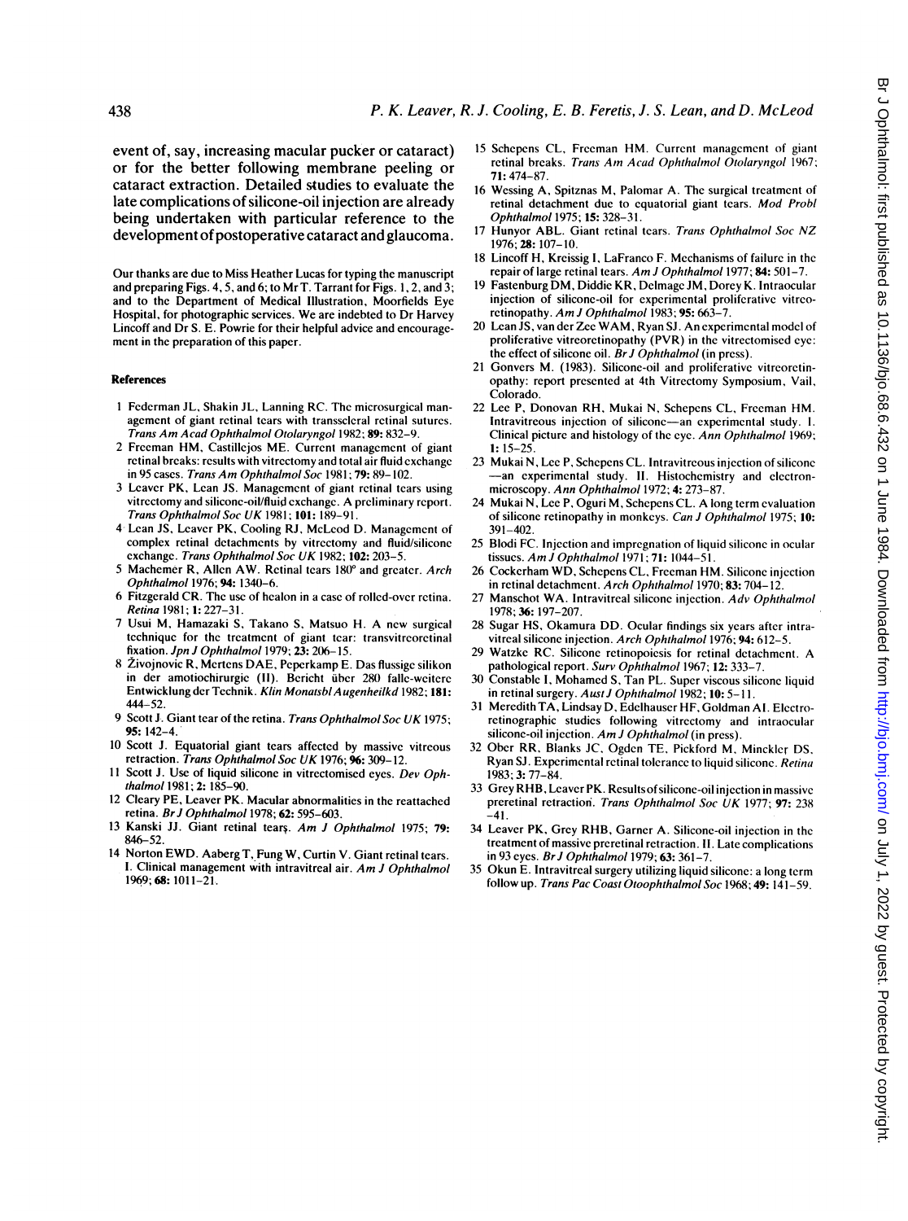event of, say, increasing macular pucker or cataract) or for the better following membrane peeling or cataract extraction. Detailed studies to evaluate the late complications of silicone-oil injection are already being undertaken with particular reference to the development of postoperative cataract and glaucoma.

Our thanks are due to Miss Heather Lucas for typing the manuscript and preparing Figs. 4, 5, and 6; to Mr T. Tarrant for Figs. 1, 2, and 3; and to the Department of Medical Illustration, Moorfields Eye Hospital, for photographic services. We are indebted to Dr Harvey Lincoff and Dr S. E. Powrie for their helpful advice and encouragement in the preparation of this paper.

## References

1 Federman JL, Shakin JL, Lanning RC. The microsurgical management of giant retinal tears with transscleral retinal sutures. *Trans Am Acad Ophthalmol Otolaryngol* 1982; **89:** 832–9.
2 Freeman HM, Castillejos ME. Current management of giant retinal breaks: results with vitrectomy and total air fluid exchange in 95 cases. *Trans Am Ophthalmol Soc* 1981; **79:** 89–102.
3 Leaver PK, Lean JS. Management of giant retinal tears using vitrectomy and silicone-oil/fluid exchange. A preliminary report. *Trans Ophthalmol Soc UK* 1981; **101:** 189–91.
4 Lean JS, Leaver PK, Cooling RJ, McLeod D. Management of complex retinal detachments by vitrectomy and fluid/silicone exchange. *Trans Ophthalmol Soc UK* 1982; **102:** 203–5.
5 Machemer R, Allen AW. Retinal tears 180° and greater. *Arch Ophthalmol* 1976; **94:** 1340–6.
6 Fitzgerald CR. The use of healon in a case of rolled-over retina. *Retina* 1981; **1:** 227–31.
7 Usui M, Hamazaki S, Takano S, Matsuo H. A new surgical technique for the treatment of giant tear: transvitreoretinal fixation. *Jpn J Ophthalmol* 1979; **23:** 206–15.
8 Živojnovic R, Mertens DAE, Peperkamp E. Das flussige silikon in der amotiochirurgie (II). Bericht über 280 falle-weitere Entwicklung der Technik. *Klin Monatsbl Augenheilkd* 1982; **181:** 444–52.
9 Scott J. Giant tear of the retina. *Trans Ophthalmol Soc UK* 1975; **95:** 142–4.
10 Scott J. Equatorial giant tears affected by massive vitreous retraction. *Trans Ophthalmol Soc UK* 1976; **96:** 309–12.
11 Scott J. Use of liquid silicone in vitrectomised eyes. *Dev Ophthalmol* 1981; **2:** 185–90.
12 Cleary PE, Leaver PK. Macular abnormalities in the reattached retina. *Br J Ophthalmol* 1978; **62:** 595–603.
13 Kanski JJ. Giant retinal tears. *Am J Ophthalmol* 1975; **79:** 846–52.
14 Norton EWD. Aaberg T, Fung W, Curtin V. Giant retinal tears. I. Clinical management with intravitreal air. *Am J Ophthalmol* 1969; **68:** 1011–21.
15 Schepens CL, Freeman HM. Current management of giant retinal breaks. *Trans Am Acad Ophthalmol Otolaryngol* 1967; **71:** 474–87.
16 Wessing A, Spitznas M, Palomar A. The surgical treatment of retinal detachment due to equatorial giant tears. *Mod Probl Ophthalmol* 1975; **15:** 328–31.
17 Hunyor ABL. Giant retinal tears. *Trans Ophthalmol Soc NZ* 1976; **28:** 107–10.
18 Lincoff H, Kreissig I, LaFranco F. Mechanisms of failure in the repair of large retinal tears. *Am J Ophthalmol* 1977; **84:** 501–7.
19 Fastenburg DM, Diddie KR, Delmage JM, Dorey K. Intraocular injection of silicone-oil for experimental proliferative vitreoretinopathy. *Am J Ophthalmol* 1983; **95:** 663–7.
20 Lean JS, van der Zee WAM, Ryan SJ. An experimental model of proliferative vitreoretinopathy (PVR) in the vitrectomised eye: the effect of silicone oil. *Br J Ophthalmol* (in press).
21 Gonvers M. (1983). Silicone-oil and proliferative vitreoretinopathy: report presented at 4th Vitrectomy Symposium, Vail, Colorado.
22 Lee P, Donovan RH, Mukai N, Schepens CL, Freeman HM. Intravitreous injection of silicone—an experimental study. I. Clinical picture and histology of the eye. *Ann Ophthalmol* 1969; **1:** 15–25.
23 Mukai N, Lee P, Schepens CL. Intravitreous injection of silicone—an experimental study. II. Histochemistry and electronmicroscopy. *Ann Ophthalmol* 1972; **4:** 273–87.
24 Mukai N, Lee P, Oguri M, Schepens CL. A long term evaluation of silicone retinopathy in monkeys. *Can J Ophthalmol* 1975; **10:** 391–402.
25 Blodi FC. Injection and impregnation of liquid silicone in ocular tissues. *Am J Ophthalmol* 1971; **71:** 1044–51.
26 Cockerham WD, Schepens CL, Freeman HM. Silicone injection in retinal detachment. *Arch Ophthalmol* 1970; **83:** 704–12.
27 Manschot WA. Intravitreal silicone injection. *Adv Ophthalmol* 1978; **36:** 197–207.
28 Sugar HS, Okamura DD. Ocular findings six years after intravitreal silicone injection. *Arch Ophthalmol* 1976; **94:** 612–5.
29 Watzke RC. Silicone retinopoiesis for retinal detachment. A pathological report. *Surv Ophthalmol* 1967; **12:** 333–7.
30 Constable I, Mohamed S, Tan PL. Super viscous silicone liquid in retinal surgery. *Aust J Ophthalmol* 1982; **10:** 5–11.
31 Meredith TA, Lindsay D, Edelhauser HF, Goldman AI. Electroretinographic studies following vitrectomy and intraocular silicone-oil injection. *Am J Ophthalmol* (in press).
32 Ober RR, Blanks JC, Ogden TE, Pickford M, Minckler DS, Ryan SJ. Experimental retinal tolerance to liquid silicone. *Retina* 1983; **3:** 77–84.
33 Grey RHB, Leaver PK. Results of silicone-oil injection in massive preretinal retraction. *Trans Ophthalmol Soc UK* 1977; **97:** 238–41.
34 Leaver PK, Grey RHB, Garner A. Silicone-oil injection in the treatment of massive preretinal retraction. II. Late complications in 93 eyes. *Br J Ophthalmol* 1979; **63:** 361–7.
35 Okun E. Intravitreal surgery utilizing liquid silicone: a long term follow up. *Trans Pac Coast Otoophthalmol Soc* 1968; **49:** 141–59.